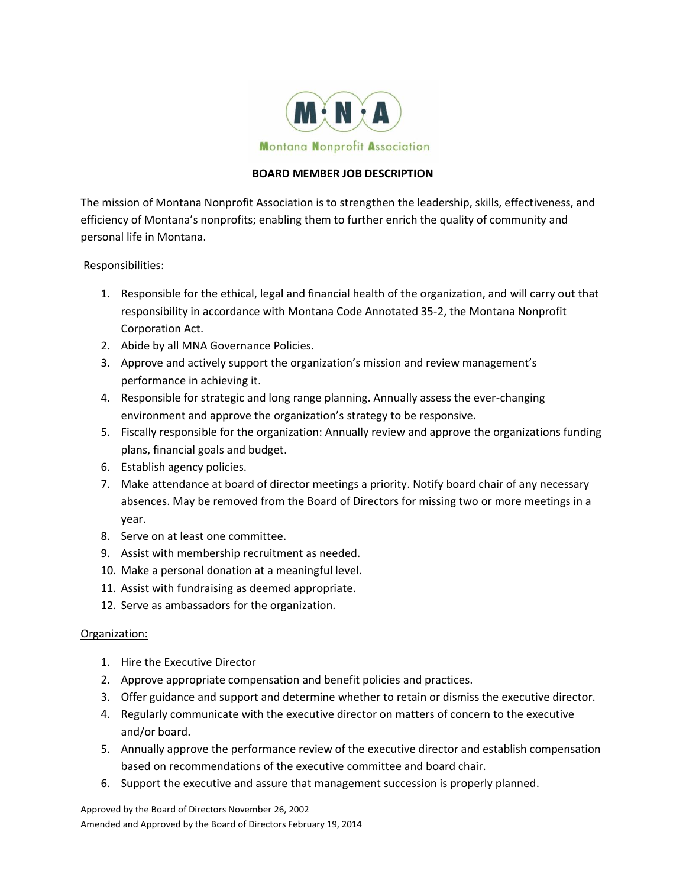M·N·A

Montana Nonprofit Association

**BOARD MEMBER JOB DESCRIPTION**

The mission of Montana Nonprofit Association is to strengthen the leadership, skills, effectiveness, and efficiency of Montana's nonprofits; enabling them to further enrich the quality of community and personal life in Montana.

Responsibilities:

1. Responsible for the ethical, legal and financial health of the organization, and will carry out that responsibility in accordance with Montana Code Annotated 35-2, the Montana Nonprofit Corporation Act.
2. Abide by all MNA Governance Policies.
3. Approve and actively support the organization's mission and review management's performance in achieving it.
4. Responsible for strategic and long range planning. Annually assess the ever-changing environment and approve the organization's strategy to be responsive.
5. Fiscally responsible for the organization: Annually review and approve the organizations funding plans, financial goals and budget.
6. Establish agency policies.
7. Make attendance at board of director meetings a priority. Notify board chair of any necessary absences. May be removed from the Board of Directors for missing two or more meetings in a year.
8. Serve on at least one committee.
9. Assist with membership recruitment as needed.
10. Make a personal donation at a meaningful level.
11. Assist with fundraising as deemed appropriate.
12. Serve as ambassadors for the organization.

Organization:

1. Hire the Executive Director
2. Approve appropriate compensation and benefit policies and practices.
3. Offer guidance and support and determine whether to retain or dismiss the executive director.
4. Regularly communicate with the executive director on matters of concern to the executive and/or board.
5. Annually approve the performance review of the executive director and establish compensation based on recommendations of the executive committee and board chair.
6. Support the executive and assure that management succession is properly planned.

Approved by the Board of Directors November 26, 2002
Amended and Approved by the Board of Directors February 19, 2014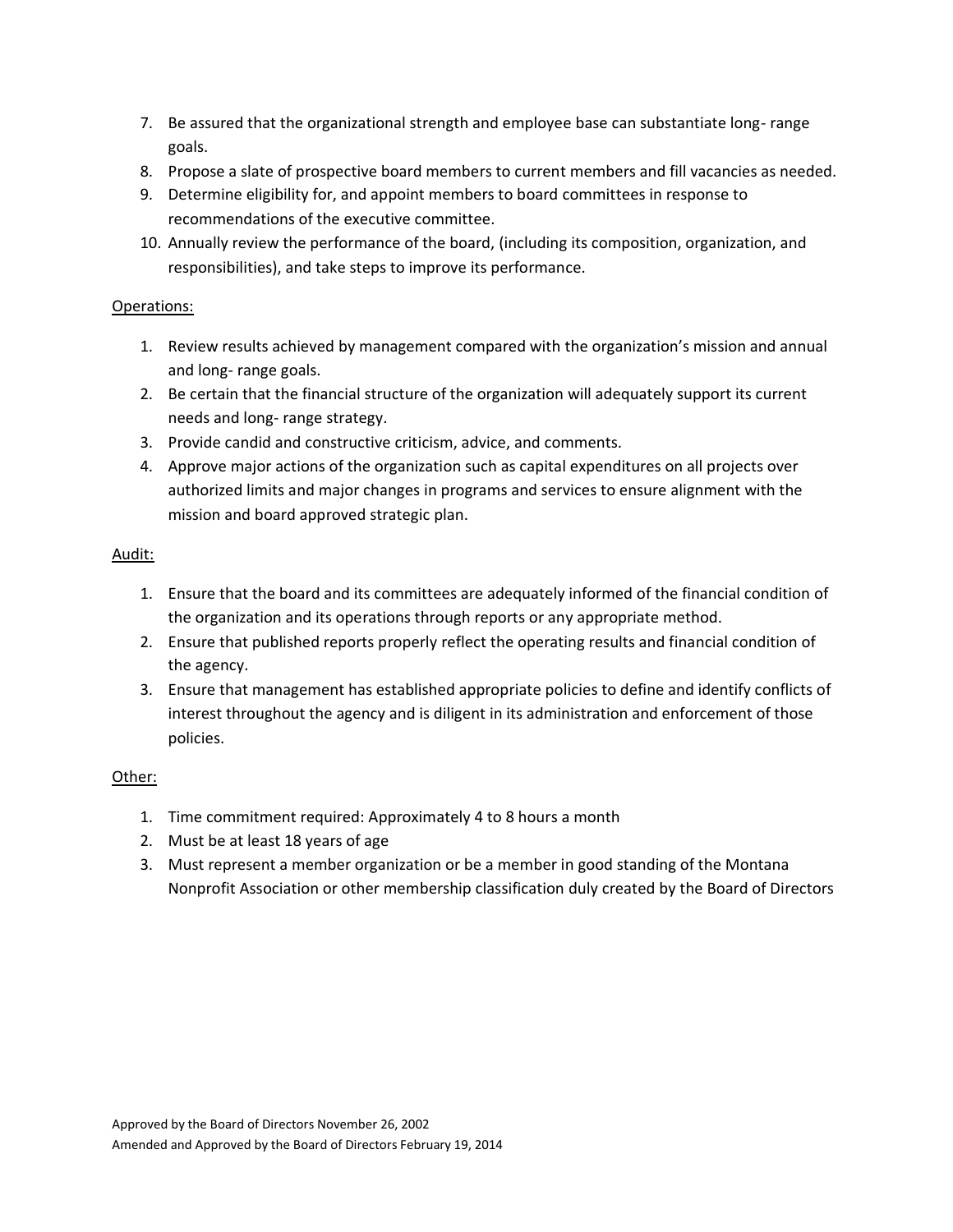7. Be assured that the organizational strength and employee base can substantiate long- range goals.
8. Propose a slate of prospective board members to current members and fill vacancies as needed.
9. Determine eligibility for, and appoint members to board committees in response to recommendations of the executive committee.
10. Annually review the performance of the board, (including its composition, organization, and responsibilities), and take steps to improve its performance.

Operations:

1. Review results achieved by management compared with the organization's mission and annual and long- range goals.
2. Be certain that the financial structure of the organization will adequately support its current needs and long- range strategy.
3. Provide candid and constructive criticism, advice, and comments.
4. Approve major actions of the organization such as capital expenditures on all projects over authorized limits and major changes in programs and services to ensure alignment with the mission and board approved strategic plan.

Audit:

1. Ensure that the board and its committees are adequately informed of the financial condition of the organization and its operations through reports or any appropriate method.
2. Ensure that published reports properly reflect the operating results and financial condition of the agency.
3. Ensure that management has established appropriate policies to define and identify conflicts of interest throughout the agency and is diligent in its administration and enforcement of those policies.

Other:

1. Time commitment required: Approximately 4 to 8 hours a month
2. Must be at least 18 years of age
3. Must represent a member organization or be a member in good standing of the Montana Nonprofit Association or other membership classification duly created by the Board of Directors

Approved by the Board of Directors November 26, 2002
Amended and Approved by the Board of Directors February 19, 2014